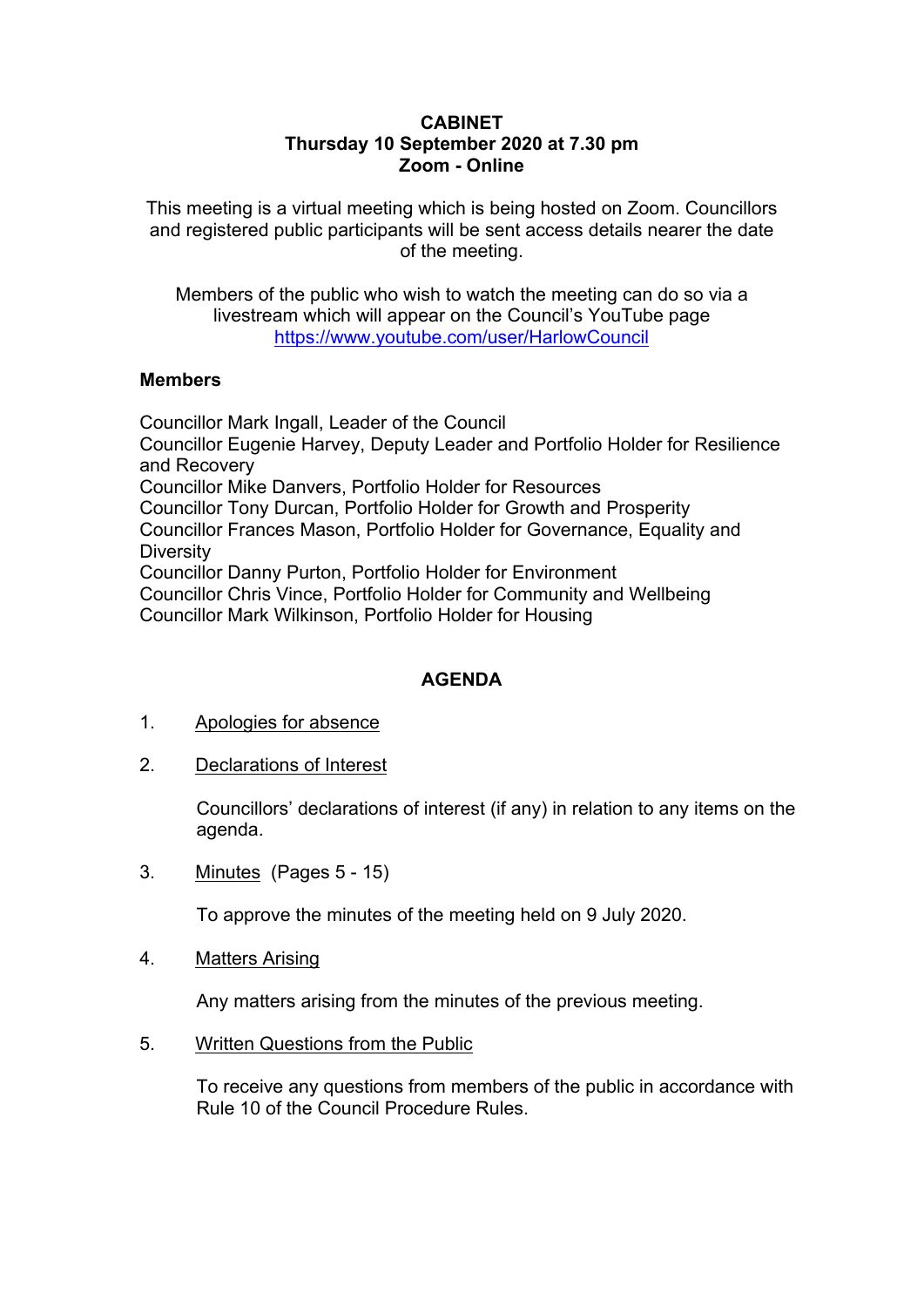# CABINET
**Thursday 10 September 2020 at 7.30 pm**
**Zoom - Online**

This meeting is a virtual meeting which is being hosted on Zoom. Councillors and registered public participants will be sent access details nearer the date of the meeting.

Members of the public who wish to watch the meeting can do so via a livestream which will appear on the Council's YouTube page https://www.youtube.com/user/HarlowCouncil

## Members

Councillor Mark Ingall, Leader of the Council
Councillor Eugenie Harvey, Deputy Leader and Portfolio Holder for Resilience and Recovery
Councillor Mike Danvers, Portfolio Holder for Resources
Councillor Tony Durcan, Portfolio Holder for Growth and Prosperity
Councillor Frances Mason, Portfolio Holder for Governance, Equality and Diversity
Councillor Danny Purton, Portfolio Holder for Environment
Councillor Chris Vince, Portfolio Holder for Community and Wellbeing
Councillor Mark Wilkinson, Portfolio Holder for Housing

## AGENDA

1. Apologies for absence

2. Declarations of Interest

   Councillors' declarations of interest (if any) in relation to any items on the agenda.

3. Minutes (Pages 5 - 15)

   To approve the minutes of the meeting held on 9 July 2020.

4. Matters Arising

   Any matters arising from the minutes of the previous meeting.

5. Written Questions from the Public

   To receive any questions from members of the public in accordance with Rule 10 of the Council Procedure Rules.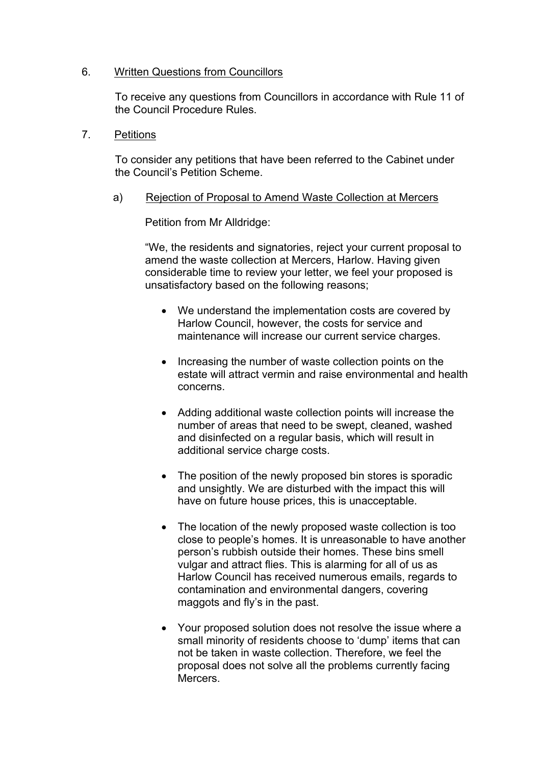6. <u>Written Questions from Councillors</u>

To receive any questions from Councillors in accordance with Rule 11 of the Council Procedure Rules.

7. <u>Petitions</u>

To consider any petitions that have been referred to the Cabinet under the Council's Petition Scheme.

a) <u>Rejection of Proposal to Amend Waste Collection at Mercers</u>

Petition from Mr Alldridge:

"We, the residents and signatories, reject your current proposal to amend the waste collection at Mercers, Harlow. Having given considerable time to review your letter, we feel your proposed is unsatisfactory based on the following reasons;

- We understand the implementation costs are covered by Harlow Council, however, the costs for service and maintenance will increase our current service charges.
- Increasing the number of waste collection points on the estate will attract vermin and raise environmental and health concerns.
- Adding additional waste collection points will increase the number of areas that need to be swept, cleaned, washed and disinfected on a regular basis, which will result in additional service charge costs.
- The position of the newly proposed bin stores is sporadic and unsightly. We are disturbed with the impact this will have on future house prices, this is unacceptable.
- The location of the newly proposed waste collection is too close to people's homes. It is unreasonable to have another person's rubbish outside their homes. These bins smell vulgar and attract flies. This is alarming for all of us as Harlow Council has received numerous emails, regards to contamination and environmental dangers, covering maggots and fly's in the past.
- Your proposed solution does not resolve the issue where a small minority of residents choose to 'dump' items that can not be taken in waste collection. Therefore, we feel the proposal does not solve all the problems currently facing Mercers.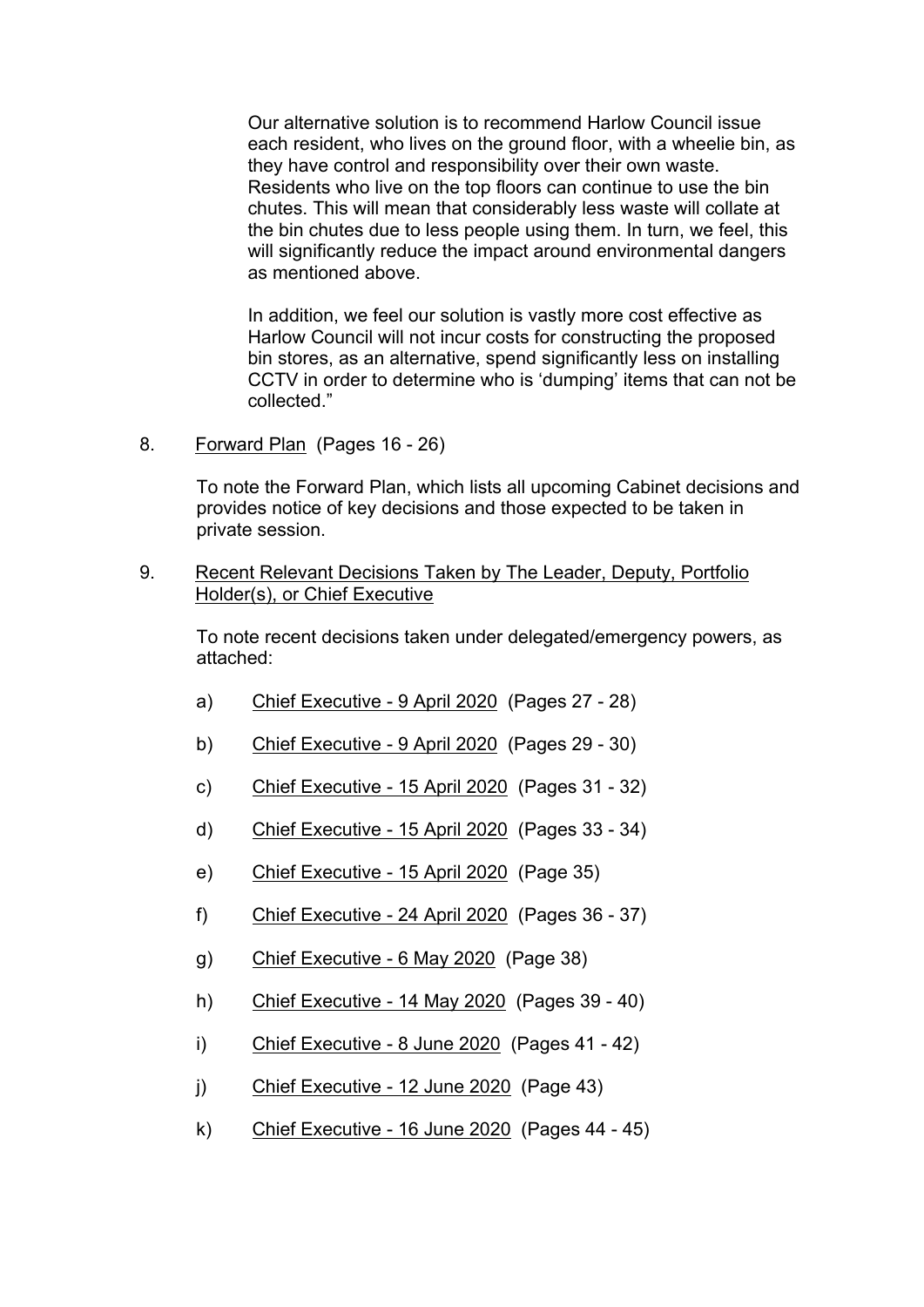Our alternative solution is to recommend Harlow Council issue each resident, who lives on the ground floor, with a wheelie bin, as they have control and responsibility over their own waste. Residents who live on the top floors can continue to use the bin chutes. This will mean that considerably less waste will collate at the bin chutes due to less people using them. In turn, we feel, this will significantly reduce the impact around environmental dangers as mentioned above.

In addition, we feel our solution is vastly more cost effective as Harlow Council will not incur costs for constructing the proposed bin stores, as an alternative, spend significantly less on installing CCTV in order to determine who is 'dumping' items that can not be collected."

8. Forward Plan (Pages 16 - 26)

   To note the Forward Plan, which lists all upcoming Cabinet decisions and provides notice of key decisions and those expected to be taken in private session.

9. Recent Relevant Decisions Taken by The Leader, Deputy, Portfolio Holder(s), or Chief Executive

   To note recent decisions taken under delegated/emergency powers, as attached:

   a) Chief Executive - 9 April 2020 (Pages 27 - 28)

   b) Chief Executive - 9 April 2020 (Pages 29 - 30)

   c) Chief Executive - 15 April 2020 (Pages 31 - 32)

   d) Chief Executive - 15 April 2020 (Pages 33 - 34)

   e) Chief Executive - 15 April 2020 (Page 35)

   f) Chief Executive - 24 April 2020 (Pages 36 - 37)

   g) Chief Executive - 6 May 2020 (Page 38)

   h) Chief Executive - 14 May 2020 (Pages 39 - 40)

   i) Chief Executive - 8 June 2020 (Pages 41 - 42)

   j) Chief Executive - 12 June 2020 (Page 43)

   k) Chief Executive - 16 June 2020 (Pages 44 - 45)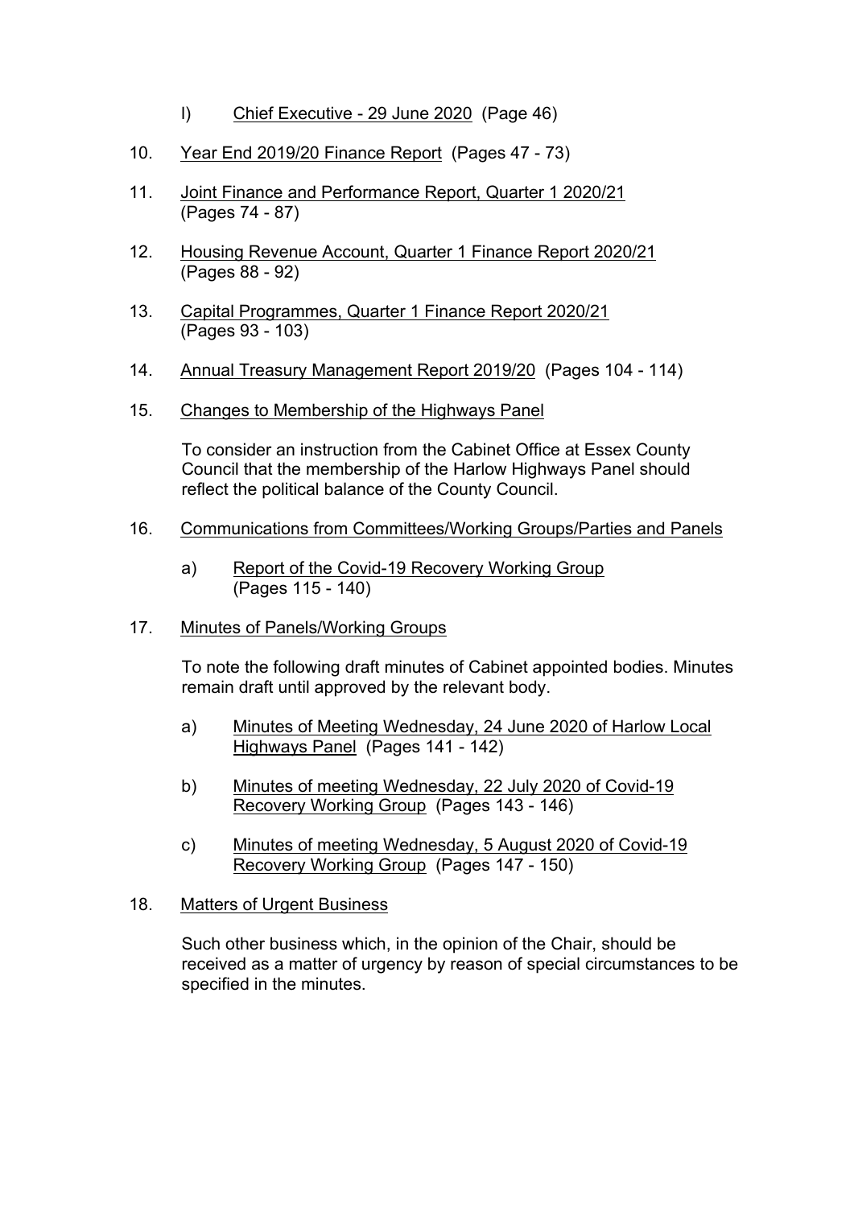l) Chief Executive - 29 June 2020 (Page 46)

10. Year End 2019/20 Finance Report (Pages 47 - 73)

11. Joint Finance and Performance Report, Quarter 1 2020/21 (Pages 74 - 87)

12. Housing Revenue Account, Quarter 1 Finance Report 2020/21 (Pages 88 - 92)

13. Capital Programmes, Quarter 1 Finance Report 2020/21 (Pages 93 - 103)

14. Annual Treasury Management Report 2019/20 (Pages 104 - 114)

15. Changes to Membership of the Highways Panel

    To consider an instruction from the Cabinet Office at Essex County Council that the membership of the Harlow Highways Panel should reflect the political balance of the County Council.

16. Communications from Committees/Working Groups/Parties and Panels

    a) Report of the Covid-19 Recovery Working Group (Pages 115 - 140)

17. Minutes of Panels/Working Groups

    To note the following draft minutes of Cabinet appointed bodies. Minutes remain draft until approved by the relevant body.

    a) Minutes of Meeting Wednesday, 24 June 2020 of Harlow Local Highways Panel (Pages 141 - 142)

    b) Minutes of meeting Wednesday, 22 July 2020 of Covid-19 Recovery Working Group (Pages 143 - 146)

    c) Minutes of meeting Wednesday, 5 August 2020 of Covid-19 Recovery Working Group (Pages 147 - 150)

18. Matters of Urgent Business

    Such other business which, in the opinion of the Chair, should be received as a matter of urgency by reason of special circumstances to be specified in the minutes.